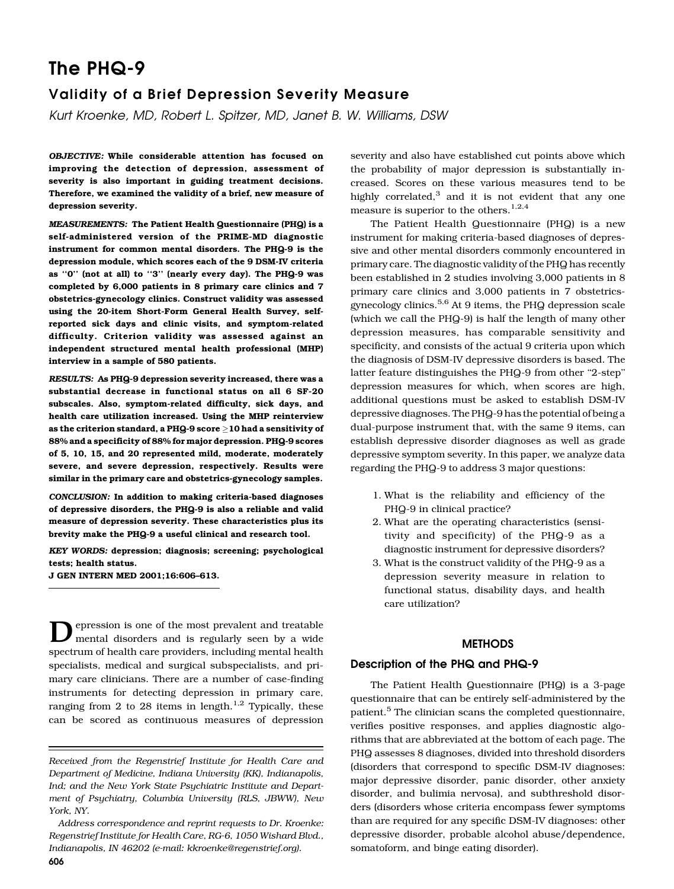# The PHQ-9

## Validity of a Brief Depression Severity Measure

*Kurt Kroenke, MD, Robert L. Spitzer, MD, Janet B. W. Williams, DSW*

***OBJECTIVE:*** **While considerable attention has focused on improving the detection of depression, assessment of severity is also important in guiding treatment decisions. Therefore, we examined the validity of a brief, new measure of depression severity.**

***MEASUREMENTS:*** **The Patient Health Questionnaire (PHQ) is a self-administered version of the PRIME-MD diagnostic instrument for common mental disorders. The PHQ-9 is the depression module, which scores each of the 9 DSM-IV criteria as "0" (not at all) to "3" (nearly every day). The PHQ-9 was completed by 6,000 patients in 8 primary care clinics and 7 obstetrics-gynecology clinics. Construct validity was assessed using the 20-item Short-Form General Health Survey, self-reported sick days and clinic visits, and symptom-related difficulty. Criterion validity was assessed against an independent structured mental health professional (MHP) interview in a sample of 580 patients.**

***RESULTS:*** **As PHQ-9 depression severity increased, there was a substantial decrease in functional status on all 6 SF-20 subscales. Also, symptom-related difficulty, sick days, and health care utilization increased. Using the MHP reinterview as the criterion standard, a PHQ-9 score $\geq$10 had a sensitivity of 88% and a specificity of 88% for major depression. PHQ-9 scores of 5, 10, 15, and 20 represented mild, moderate, moderately severe, and severe depression, respectively. Results were similar in the primary care and obstetrics-gynecology samples.**

***CONCLUSION:*** **In addition to making criteria-based diagnoses of depressive disorders, the PHQ-9 is also a reliable and valid measure of depression severity. These characteristics plus its brevity make the PHQ-9 a useful clinical and research tool.**

***KEY WORDS:*** **depression; diagnosis; screening; psychological tests; health status.**

**J GEN INTERN MED 2001;16:606–613.**

Depression is one of the most prevalent and treatable mental disorders and is regularly seen by a wide spectrum of health care providers, including mental health specialists, medical and surgical subspecialists, and primary care clinicians. There are a number of case-finding instruments for detecting depression in primary care, ranging from 2 to 28 items in length.[1,2] Typically, these can be scored as continuous measures of depression severity and also have established cut points above which the probability of major depression is substantially increased. Scores on these various measures tend to be highly correlated,[3] and it is not evident that any one measure is superior to the others.[1,2,4]

The Patient Health Questionnaire (PHQ) is a new instrument for making criteria-based diagnoses of depressive and other mental disorders commonly encountered in primary care. The diagnostic validity of the PHQ has recently been established in 2 studies involving 3,000 patients in 8 primary care clinics and 3,000 patients in 7 obstetrics-gynecology clinics.[5,6] At 9 items, the PHQ depression scale (which we call the PHQ-9) is half the length of many other depression measures, has comparable sensitivity and specificity, and consists of the actual 9 criteria upon which the diagnosis of DSM-IV depressive disorders is based. The latter feature distinguishes the PHQ-9 from other "2-step" depression measures for which, when scores are high, additional questions must be asked to establish DSM-IV depressive diagnoses. The PHQ-9 has the potential of being a dual-purpose instrument that, with the same 9 items, can establish depressive disorder diagnoses as well as grade depressive symptom severity. In this paper, we analyze data regarding the PHQ-9 to address 3 major questions:

1. What is the reliability and efficiency of the PHQ-9 in clinical practice?
2. What are the operating characteristics (sensitivity and specificity) of the PHQ-9 as a diagnostic instrument for depressive disorders?
3. What is the construct validity of the PHQ-9 as a depression severity measure in relation to functional status, disability days, and health care utilization?

## METHODS

### Description of the PHQ and PHQ-9

The Patient Health Questionnaire (PHQ) is a 3-page questionnaire that can be entirely self-administered by the patient.[5] The clinician scans the completed questionnaire, verifies positive responses, and applies diagnostic algorithms that are abbreviated at the bottom of each page. The PHQ assesses 8 diagnoses, divided into threshold disorders (disorders that correspond to specific DSM-IV diagnoses: major depressive disorder, panic disorder, other anxiety disorder, and bulimia nervosa), and subthreshold disorders (disorders whose criteria encompass fewer symptoms than are required for any specific DSM-IV diagnoses: other depressive disorder, probable alcohol abuse/dependence, somatoform, and binge eating disorder).

---

*Received from the Regenstrief Institute for Health Care and Department of Medicine, Indiana University (KK), Indianapolis, Ind; and the New York State Psychiatric Institute and Department of Psychiatry, Columbia University (RLS, JBWW), New York, NY.*

*Address correspondence and reprint requests to Dr. Kroenke: Regenstrief Institute for Health Care, RG-6, 1050 Wishard Blvd., Indianapolis, IN 46202 (e-mail: kkroenke@regenstrief.org).*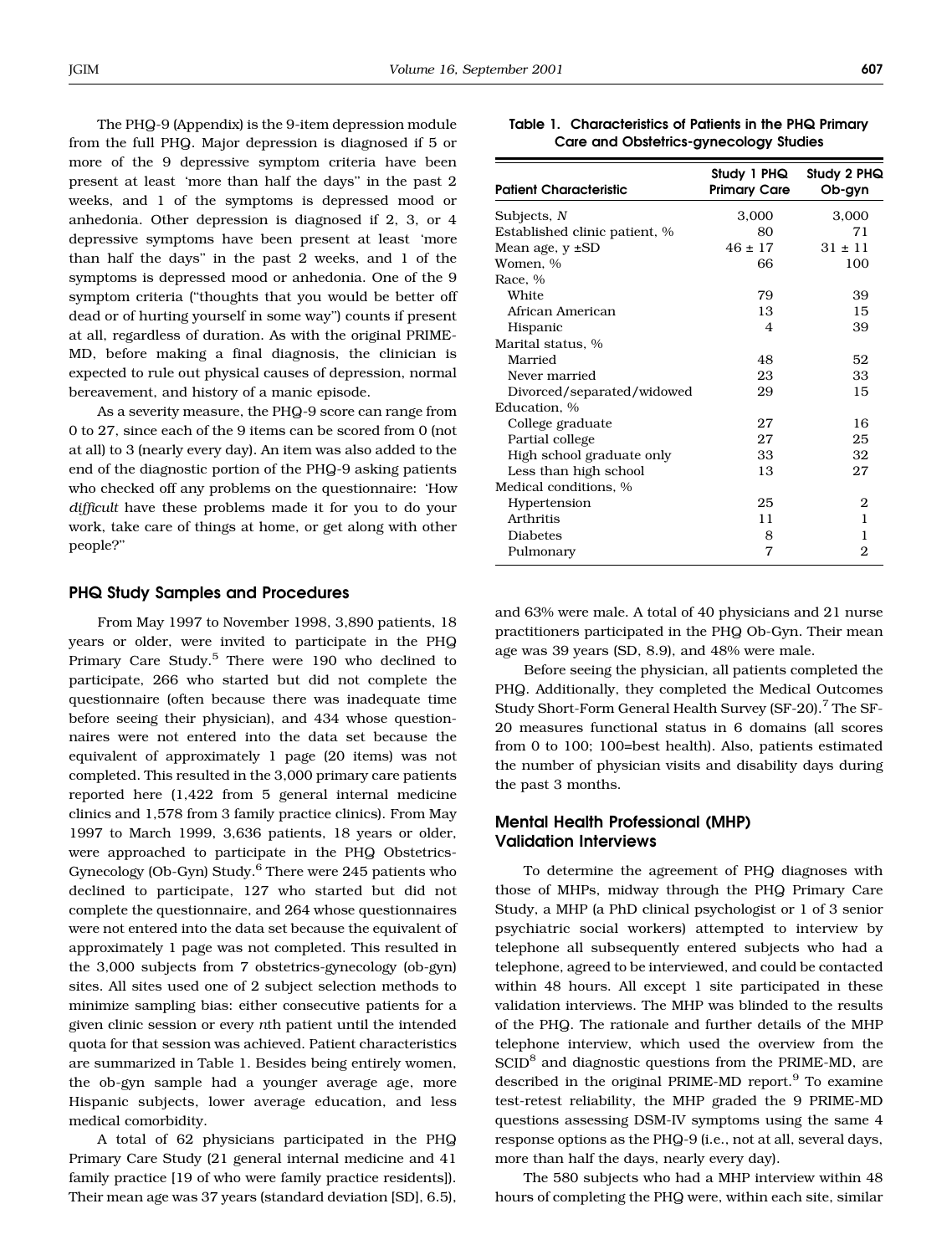The PHQ-9 (Appendix) is the 9-item depression module from the full PHQ. Major depression is diagnosed if 5 or more of the 9 depressive symptom criteria have been present at least 'more than half the days" in the past 2 weeks, and 1 of the symptoms is depressed mood or anhedonia. Other depression is diagnosed if 2, 3, or 4 depressive symptoms have been present at least 'more than half the days" in the past 2 weeks, and 1 of the symptoms is depressed mood or anhedonia. One of the 9 symptom criteria ("thoughts that you would be better off dead or of hurting yourself in some way") counts if present at all, regardless of duration. As with the original PRIME-MD, before making a final diagnosis, the clinician is expected to rule out physical causes of depression, normal bereavement, and history of a manic episode.

As a severity measure, the PHQ-9 score can range from 0 to 27, since each of the 9 items can be scored from 0 (not at all) to 3 (nearly every day). An item was also added to the end of the diagnostic portion of the PHQ-9 asking patients who checked off any problems on the questionnaire: 'How *difficult* have these problems made it for you to do your work, take care of things at home, or get along with other people?"

## PHQ Study Samples and Procedures

From May 1997 to November 1998, 3,890 patients, 18 years or older, were invited to participate in the PHQ Primary Care Study.[5] There were 190 who declined to participate, 266 who started but did not complete the questionnaire (often because there was inadequate time before seeing their physician), and 434 whose questionnaires were not entered into the data set because the equivalent of approximately 1 page (20 items) was not completed. This resulted in the 3,000 primary care patients reported here (1,422 from 5 general internal medicine clinics and 1,578 from 3 family practice clinics). From May 1997 to March 1999, 3,636 patients, 18 years or older, were approached to participate in the PHQ Obstetrics-Gynecology (Ob-Gyn) Study.[6] There were 245 patients who declined to participate, 127 who started but did not complete the questionnaire, and 264 whose questionnaires were not entered into the data set because the equivalent of approximately 1 page was not completed. This resulted in the 3,000 subjects from 7 obstetrics-gynecology (ob-gyn) sites. All sites used one of 2 subject selection methods to minimize sampling bias: either consecutive patients for a given clinic session or every *n*th patient until the intended quota for that session was achieved. Patient characteristics are summarized in Table 1. Besides being entirely women, the ob-gyn sample had a younger average age, more Hispanic subjects, lower average education, and less medical comorbidity.

A total of 62 physicians participated in the PHQ Primary Care Study (21 general internal medicine and 41 family practice [19 of who were family practice residents]). Their mean age was 37 years (standard deviation [SD], 6.5), and 63% were male. A total of 40 physicians and 21 nurse practitioners participated in the PHQ Ob-Gyn. Their mean age was 39 years (SD, 8.9), and 48% were male.

**Table 1. Characteristics of Patients in the PHQ Primary Care and Obstetrics-gynecology Studies**

| Patient Characteristic | Study 1 PHQ Primary Care | Study 2 PHQ Ob-gyn |
|---|---|---|
| Subjects, *N* | 3,000 | 3,000 |
| Established clinic patient, % | 80 | 71 |
| Mean age, y ±SD | 46 ± 17 | 31 ± 11 |
| Women, % | 66 | 100 |
| Race, % | | |
| White | 79 | 39 |
| African American | 13 | 15 |
| Hispanic | 4 | 39 |
| Marital status, % | | |
| Married | 48 | 52 |
| Never married | 23 | 33 |
| Divorced/separated/widowed | 29 | 15 |
| Education, % | | |
| College graduate | 27 | 16 |
| Partial college | 27 | 25 |
| High school graduate only | 33 | 32 |
| Less than high school | 13 | 27 |
| Medical conditions, % | | |
| Hypertension | 25 | 2 |
| Arthritis | 11 | 1 |
| Diabetes | 8 | 1 |
| Pulmonary | 7 | 2 |

Before seeing the physician, all patients completed the PHQ. Additionally, they completed the Medical Outcomes Study Short-Form General Health Survey (SF-20).[7] The SF-20 measures functional status in 6 domains (all scores from 0 to 100; 100=best health). Also, patients estimated the number of physician visits and disability days during the past 3 months.

## Mental Health Professional (MHP) Validation Interviews

To determine the agreement of PHQ diagnoses with those of MHPs, midway through the PHQ Primary Care Study, a MHP (a PhD clinical psychologist or 1 of 3 senior psychiatric social workers) attempted to interview by telephone all subsequently entered subjects who had a telephone, agreed to be interviewed, and could be contacted within 48 hours. All except 1 site participated in these validation interviews. The MHP was blinded to the results of the PHQ. The rationale and further details of the MHP telephone interview, which used the overview from the SCID[8] and diagnostic questions from the PRIME-MD, are described in the original PRIME-MD report.[9] To examine test-retest reliability, the MHP graded the 9 PRIME-MD questions assessing DSM-IV symptoms using the same 4 response options as the PHQ-9 (i.e., not at all, several days, more than half the days, nearly every day).

The 580 subjects who had a MHP interview within 48 hours of completing the PHQ were, within each site, similar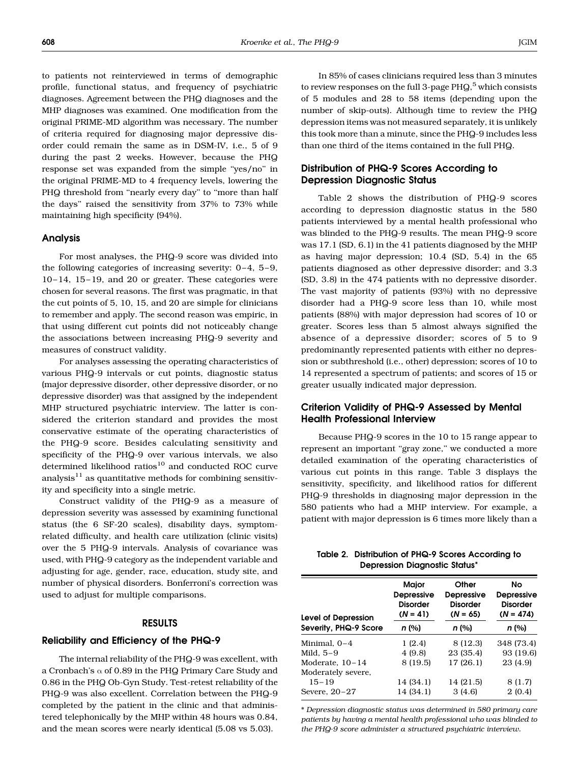to patients not reinterviewed in terms of demographic profile, functional status, and frequency of psychiatric diagnoses. Agreement between the PHQ diagnoses and the MHP diagnoses was examined. One modification from the original PRIME-MD algorithm was necessary. The number of criteria required for diagnosing major depressive disorder could remain the same as in DSM-IV, i.e., 5 of 9 during the past 2 weeks. However, because the PHQ response set was expanded from the simple "yes/no" in the original PRIME-MD to 4 frequency levels, lowering the PHQ threshold from "nearly every day" to "more than half the days" raised the sensitivity from 37% to 73% while maintaining high specificity (94%).

### Analysis

For most analyses, the PHQ-9 score was divided into the following categories of increasing severity: 0–4, 5–9, 10–14, 15–19, and 20 or greater. These categories were chosen for several reasons. The first was pragmatic, in that the cut points of 5, 10, 15, and 20 are simple for clinicians to remember and apply. The second reason was empiric, in that using different cut points did not noticeably change the associations between increasing PHQ-9 severity and measures of construct validity.

For analyses assessing the operating characteristics of various PHQ-9 intervals or cut points, diagnostic status (major depressive disorder, other depressive disorder, or no depressive disorder) was that assigned by the independent MHP structured psychiatric interview. The latter is considered the criterion standard and provides the most conservative estimate of the operating characteristics of the PHQ-9 score. Besides calculating sensitivity and specificity of the PHQ-9 over various intervals, we also determined likelihood ratios[10] and conducted ROC curve analysis[11] as quantitative methods for combining sensitivity and specificity into a single metric.

Construct validity of the PHQ-9 as a measure of depression severity was assessed by examining functional status (the 6 SF-20 scales), disability days, symptom-related difficulty, and health care utilization (clinic visits) over the 5 PHQ-9 intervals. Analysis of covariance was used, with PHQ-9 category as the independent variable and adjusting for age, gender, race, education, study site, and number of physical disorders. Bonferroni's correction was used to adjust for multiple comparisons.

## RESULTS

### Reliability and Efficiency of the PHQ-9

The internal reliability of the PHQ-9 was excellent, with a Cronbach's $\alpha$ of 0.89 in the PHQ Primary Care Study and 0.86 in the PHQ Ob-Gyn Study. Test-retest reliability of the PHQ-9 was also excellent. Correlation between the PHQ-9 completed by the patient in the clinic and that administered telephonically by the MHP within 48 hours was 0.84, and the mean scores were nearly identical (5.08 vs 5.03).

In 85% of cases clinicians required less than 3 minutes to review responses on the full 3-page PHQ,[5] which consists of 5 modules and 28 to 58 items (depending upon the number of skip-outs). Although time to review the PHQ depression items was not measured separately, it is unlikely this took more than a minute, since the PHQ-9 includes less than one third of the items contained in the full PHQ.

### Distribution of PHQ-9 Scores According to Depression Diagnostic Status

Table 2 shows the distribution of PHQ-9 scores according to depression diagnostic status in the 580 patients interviewed by a mental health professional who was blinded to the PHQ-9 results. The mean PHQ-9 score was 17.1 (SD, 6.1) in the 41 patients diagnosed by the MHP as having major depression; 10.4 (SD, 5.4) in the 65 patients diagnosed as other depressive disorder; and 3.3 (SD, 3.8) in the 474 patients with no depressive disorder. The vast majority of patients (93%) with no depressive disorder had a PHQ-9 score less than 10, while most patients (88%) with major depression had scores of 10 or greater. Scores less than 5 almost always signified the absence of a depressive disorder; scores of 5 to 9 predominantly represented patients with either no depression or subthreshold (i.e., other) depression; scores of 10 to 14 represented a spectrum of patients; and scores of 15 or greater usually indicated major depression.

### Criterion Validity of PHQ-9 Assessed by Mental Health Professional Interview

Because PHQ-9 scores in the 10 to 15 range appear to represent an important "gray zone," we conducted a more detailed examination of the operating characteristics of various cut points in this range. Table 3 displays the sensitivity, specificity, and likelihood ratios for different PHQ-9 thresholds in diagnosing major depression in the 580 patients who had a MHP interview. For example, a patient with major depression is 6 times more likely than a

**Table 2. Distribution of PHQ-9 Scores According to Depression Diagnostic Status***

| Level of Depression Severity, PHQ-9 Score | Major Depressive Disorder ($N$ = 41) $n$ (%) | Other Depressive Disorder ($N$ = 65) $n$ (%) | No Depressive Disorder ($N$ = 474) $n$ (%) |
|---|---|---|---|
| Minimal, 0–4 | 1 (2.4) | 8 (12.3) | 348 (73.4) |
| Mild, 5–9 | 4 (9.8) | 23 (35.4) | 93 (19.6) |
| Moderate, 10–14 | 8 (19.5) | 17 (26.1) | 23 (4.9) |
| Moderately severe, 15–19 | 14 (34.1) | 14 (21.5) | 8 (1.7) |
| Severe, 20–27 | 14 (34.1) | 3 (4.6) | 2 (0.4) |

* *Depression diagnostic status was determined in 580 primary care patients by having a mental health professional who was blinded to the PHQ-9 score administer a structured psychiatric interview.*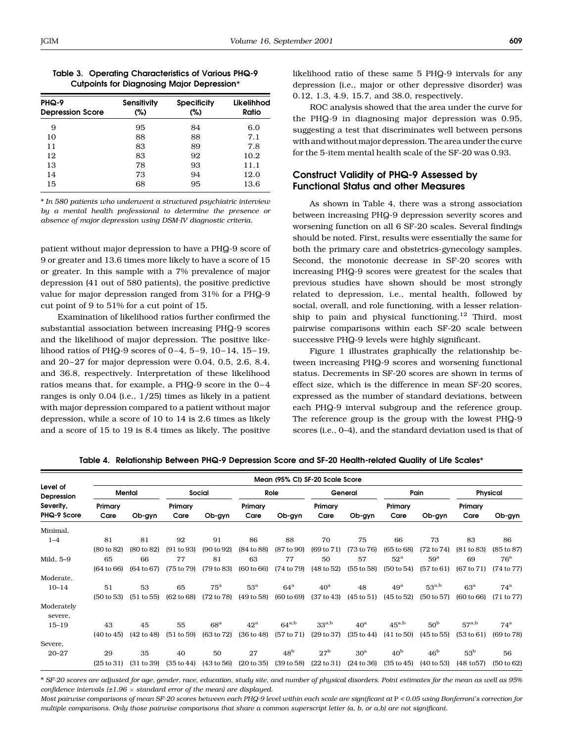**Table 3. Operating Characteristics of Various PHQ-9 Cutpoints for Diagnosing Major Depression***

| PHQ-9 Depression Score | Sensitivity (%) | Specificity (%) | Likelihhod Ratio |
|---|---|---|---|
| 9 | 95 | 84 | 6.0 |
| 10 | 88 | 88 | 7.1 |
| 11 | 83 | 89 | 7.8 |
| 12 | 83 | 92 | 10.2 |
| 13 | 78 | 93 | 11.1 |
| 14 | 73 | 94 | 12.0 |
| 15 | 68 | 95 | 13.6 |

* *In 580 patients who underwent a structured psychiatric interview by a mental health professional to determine the presence or absence of major depression using DSM-IV diagnostic criteria.*

patient without major depression to have a PHQ-9 score of 9 or greater and 13.6 times more likely to have a score of 15 or greater. In this sample with a 7% prevalence of major depression (41 out of 580 patients), the positive predictive value for major depression ranged from 31% for a PHQ-9 cut point of 9 to 51% for a cut point of 15.

Examination of likelihood ratios further confirmed the substantial association between increasing PHQ-9 scores and the likelihood of major depression. The positive likelihood ratios of PHQ-9 scores of 0–4, 5–9, 10–14, 15–19, and 20–27 for major depression were 0.04, 0.5, 2.6, 8.4, and 36.8, respectively. Interpretation of these likelihood ratios means that, for example, a PHQ-9 score in the 0–4 ranges is only 0.04 (i.e., 1/25) times as likely in a patient with major depression compared to a patient without major depression, while a score of 10 to 14 is 2.6 times as likely and a score of 15 to 19 is 8.4 times as likely. The positive likelihood ratio of these same 5 PHQ-9 intervals for any depression (i.e., major or other depressive disorder) was 0.12, 1.3, 4.9, 15.7, and 38.0, respectively.

ROC analysis showed that the area under the curve for the PHQ-9 in diagnosing major depression was 0.95, suggesting a test that discriminates well between persons with and without major depression. The area under the curve for the 5-item mental health scale of the SF-20 was 0.93.

## Construct Validity of PHQ-9 Assessed by Functional Status and other Measures

As shown in Table 4, there was a strong association between increasing PHQ-9 depression severity scores and worsening function on all 6 SF-20 scales. Several findings should be noted. First, results were essentially the same for both the primary care and obstetrics-gynecology samples. Second, the monotonic decrease in SF-20 scores with increasing PHQ-9 scores were greatest for the scales that previous studies have shown should be most strongly related to depression, i.e., mental health, followed by social, overall, and role functioning, with a lesser relationship to pain and physical functioning.[12] Third, most pairwise comparisons within each SF-20 scale between successive PHQ-9 levels were highly significant.

Figure 1 illustrates graphically the relationship between increasing PHQ-9 scores and worsening functional status. Decrements in SF-20 scores are shown in terms of effect size, which is the difference in mean SF-20 scores, expressed as the number of standard deviations, between each PHQ-9 interval subgroup and the reference group. The reference group is the group with the lowest PHQ-9 scores (i.e., 0–4), and the standard deviation used is that of

**Table 4. Relationship Between PHQ-9 Depression Score and SF-20 Health-related Quality of Life Scales***

| Level of Depression Severity, PHQ-9 Score | Mean (95% CI) SF-20 Scale Score | | | | | | | | | | | |
|---|---|---|---|---|---|---|---|---|---|---|---|---|
| | Mental | | Social | | Role | | General | | Pain | | Physical | |
| | Primary Care | Ob-gyn | Primary Care | Ob-gyn | Primary Care | Ob-gyn | Primary Care | Ob-gyn | Primary Care | Ob-gyn | Primary Care | Ob-gyn |
| Minimal, 1–4 | 81 (80 to 82) | 81 (80 to 82) | 92 (91 to 93) | 91 (90 to 92) | 86 (84 to 88) | 88 (87 to 90) | 70 (69 to 71) | 75 (73 to 76) | 66 (65 to 68) | 73 (72 to 74) | 83 (81 to 83) | 86 (85 to 87) |
| Mild, 5–9 | 65 (64 to 66) | 66 (64 to 67) | 77 (75 to 79) | 81 (79 to 83) | 63 (60 to 66) | 77 (74 to 79) | 50 (48 to 52) | 57 (55 to 58) | 52[a] (50 to 54) | 59[a] (57 to 61) | 69 (67 to 71) | 76[a] (74 to 77) |
| Moderate, 10–14 | 51 (50 to 53) | 53 (51 to 55) | 65 (62 to 68) | 75[a] (72 to 78) | 53[a] (49 to 58) | 64[a] (60 to 69) | 40[a] (37 to 43) | 48 (45 to 51) | 49[a] (45 to 52) | 53[a,b] (50 to 57) | 63[a] (60 to 66) | 74[a] (71 to 77) |
| Moderately severe, 15–19 | 43 (40 to 45) | 45 (42 to 48) | 55 (51 to 59) | 68[a] (63 to 72) | 42[a] (36 to 48) | 64[a,b] (57 to 71) | 33[a,b] (29 to 37) | 40[a] (35 to 44) | 45[a,b] (41 to 50) | 50[b] (45 to 55) | 57[a,b] (53 to 61) | 74[a] (69 to 78) |
| Severe, 20–27 | 29 (25 to 31) | 35 (31 to 39) | 40 (35 to 44) | 50 (43 to 56) | 27 (20 to 35) | 48[b] (39 to 58) | 27[b] (22 to 31) | 30[a] (24 to 36) | 40[b] (35 to 45) | 46[b] (40 to 53) | 53[b] (48 to57) | 56 (50 to 62) |

* *SF-20 scores are adjusted for age, gender, race, education, study site, and number of physical disorders. Point estimates for the mean as well as 95% confidence intervals (±1.96 × standard error of the mean) are displayed.*

*Most pairwise comparisons of mean SF-20 scores between each PHQ-9 level within each scale are significant at P < 0.05 using Bonferroni's correction for multiple comparisons. Only those pairwise comparisons that share a common superscript letter (a, b, or a,b) are not significant.*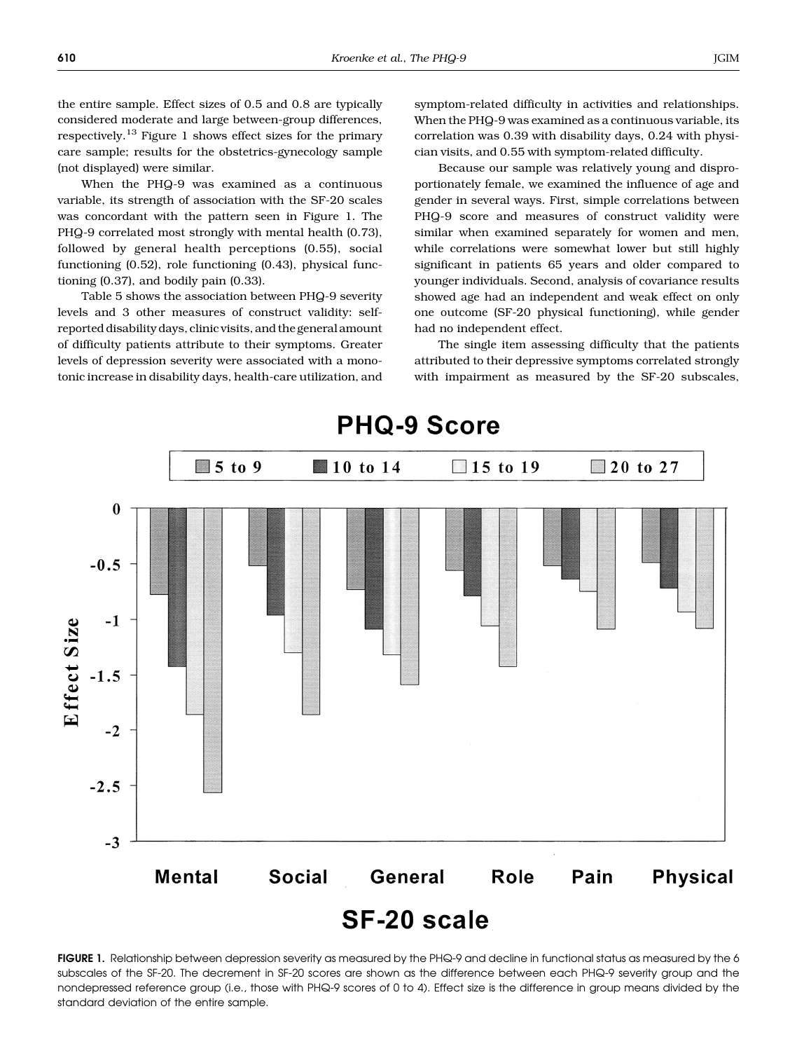the entire sample. Effect sizes of 0.5 and 0.8 are typically considered moderate and large between-group differences, respectively.[13] Figure 1 shows effect sizes for the primary care sample; results for the obstetrics-gynecology sample (not displayed) were similar.

When the PHQ-9 was examined as a continuous variable, its strength of association with the SF-20 scales was concordant with the pattern seen in Figure 1. The PHQ-9 correlated most strongly with mental health (0.73), followed by general health perceptions (0.55), social functioning (0.52), role functioning (0.43), physical functioning (0.37), and bodily pain (0.33).

Table 5 shows the association between PHQ-9 severity levels and 3 other measures of construct validity: self-reported disability days, clinic visits, and the general amount of difficulty patients attribute to their symptoms. Greater levels of depression severity were associated with a monotonic increase in disability days, health-care utilization, and symptom-related difficulty in activities and relationships. When the PHQ-9 was examined as a continuous variable, its correlation was 0.39 with disability days, 0.24 with physician visits, and 0.55 with symptom-related difficulty.

Because our sample was relatively young and disproportionately female, we examined the influence of age and gender in several ways. First, simple correlations between PHQ-9 score and measures of construct validity were similar when examined separately for women and men, while correlations were somewhat lower but still highly significant in patients 65 years and older compared to younger individuals. Second, analysis of covariance results showed age had an independent and weak effect on only one outcome (SF-20 physical functioning), while gender had no independent effect.

The single item assessing difficulty that the patients attributed to their depressive symptoms correlated strongly with impairment as measured by the SF-20 subscales,

**FIGURE 1.** Relationship between depression severity as measured by the PHQ-9 and decline in functional status as measured by the 6 subscales of the SF-20. The decrement in SF-20 scores are shown as the difference between each PHQ-9 severity group and the nondepressed reference group (i.e., those with PHQ-9 scores of 0 to 4). Effect size is the difference in group means divided by the standard deviation of the entire sample.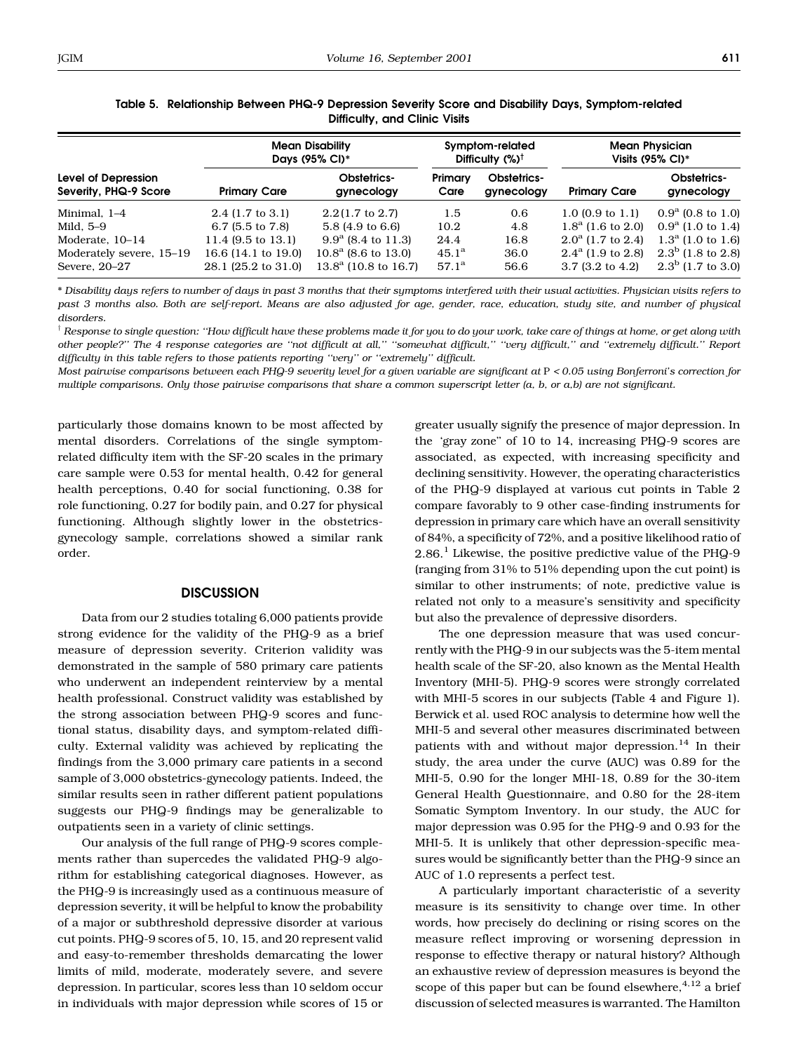**Table 5. Relationship Between PHQ-9 Depression Severity Score and Disability Days, Symptom-related Difficulty, and Clinic Visits**

| Level of Depression Severity, PHQ-9 Score | Mean Disability Days (95% CI)* | | Symptom-related Difficulty (%)† | | Mean Physician Visits (95% CI)* | |
|---|---|---|---|---|---|---|
| | Primary Care | Obstetrics-gynecology | Primary Care | Obstetrics-gynecology | Primary Care | Obstetrics-gynecology |
| Minimal, 1–4 | 2.4 (1.7 to 3.1) | 2.2 (1.7 to 2.7) | 1.5 | 0.6 | 1.0 (0.9 to 1.1) | 0.9[a] (0.8 to 1.0) |
| Mild, 5–9 | 6.7 (5.5 to 7.8) | 5.8 (4.9 to 6.6) | 10.2 | 4.8 | 1.8[a] (1.6 to 2.0) | 0.9[a] (1.0 to 1.4) |
| Moderate, 10–14 | 11.4 (9.5 to 13.1) | 9.9[a] (8.4 to 11.3) | 24.4 | 16.8 | 2.0[a] (1.7 to 2.4) | 1.3[a] (1.0 to 1.6) |
| Moderately severe, 15–19 | 16.6 (14.1 to 19.0) | 10.8[a] (8.6 to 13.0) | 45.1[a] | 36.0 | 2.4[a] (1.9 to 2.8) | 2.3[b] (1.8 to 2.8) |
| Severe, 20–27 | 28.1 (25.2 to 31.0) | 13.8[a] (10.8 to 16.7) | 57.1[a] | 56.6 | 3.7 (3.2 to 4.2) | 2.3[b] (1.7 to 3.0) |

\* *Disability days refers to number of days in past 3 months that their symptoms interfered with their usual activities. Physician visits refers to past 3 months also. Both are self-report. Means are also adjusted for age, gender, race, education, study site, and number of physical disorders.*

† *Response to single question: "How difficult have these problems made it for you to do your work, take care of things at home, or get along with other people?" The 4 response categories are "not difficult at all," "somewhat difficult," "very difficult," and "extremely difficult." Report difficulty in this table refers to those patients reporting "very" or "extremely" difficult.*

*Most pairwise comparisons between each PHQ-9 severity level for a given variable are significant at $P < 0.05$ using Bonferroni's correction for multiple comparisons. Only those pairwise comparisons that share a common superscript letter (a, b, or a,b) are not significant.*

particularly those domains known to be most affected by mental disorders. Correlations of the single symptom-related difficulty item with the SF-20 scales in the primary care sample were 0.53 for mental health, 0.42 for general health perceptions, 0.40 for social functioning, 0.38 for role functioning, 0.27 for bodily pain, and 0.27 for physical functioning. Although slightly lower in the obstetrics-gynecology sample, correlations showed a similar rank order.

## DISCUSSION

Data from our 2 studies totaling 6,000 patients provide strong evidence for the validity of the PHQ-9 as a brief measure of depression severity. Criterion validity was demonstrated in the sample of 580 primary care patients who underwent an independent reinterview by a mental health professional. Construct validity was established by the strong association between PHQ-9 scores and functional status, disability days, and symptom-related difficulty. External validity was achieved by replicating the findings from the 3,000 primary care patients in a second sample of 3,000 obstetrics-gynecology patients. Indeed, the similar results seen in rather different patient populations suggests our PHQ-9 findings may be generalizable to outpatients seen in a variety of clinic settings.

Our analysis of the full range of PHQ-9 scores complements rather than supercedes the validated PHQ-9 algorithm for establishing categorical diagnoses. However, as the PHQ-9 is increasingly used as a continuous measure of depression severity, it will be helpful to know the probability of a major or subthreshold depressive disorder at various cut points. PHQ-9 scores of 5, 10, 15, and 20 represent valid and easy-to-remember thresholds demarcating the lower limits of mild, moderate, moderately severe, and severe depression. In particular, scores less than 10 seldom occur in individuals with major depression while scores of 15 or greater usually signify the presence of major depression. In the 'gray zone" of 10 to 14, increasing PHQ-9 scores are associated, as expected, with increasing specificity and declining sensitivity. However, the operating characteristics of the PHQ-9 displayed at various cut points in Table 2 compare favorably to 9 other case-finding instruments for depression in primary care which have an overall sensitivity of 84%, a specificity of 72%, and a positive likelihood ratio of 2.86.[1] Likewise, the positive predictive value of the PHQ-9 (ranging from 31% to 51% depending upon the cut point) is similar to other instruments; of note, predictive value is related not only to a measure's sensitivity and specificity but also the prevalence of depressive disorders.

The one depression measure that was used concurrently with the PHQ-9 in our subjects was the 5-item mental health scale of the SF-20, also known as the Mental Health Inventory (MHI-5). PHQ-9 scores were strongly correlated with MHI-5 scores in our subjects (Table 4 and Figure 1). Berwick et al. used ROC analysis to determine how well the MHI-5 and several other measures discriminated between patients with and without major depression.[14] In their study, the area under the curve (AUC) was 0.89 for the MHI-5, 0.90 for the longer MHI-18, 0.89 for the 30-item General Health Questionnaire, and 0.80 for the 28-item Somatic Symptom Inventory. In our study, the AUC for major depression was 0.95 for the PHQ-9 and 0.93 for the MHI-5. It is unlikely that other depression-specific measures would be significantly better than the PHQ-9 since an AUC of 1.0 represents a perfect test.

A particularly important characteristic of a severity measure is its sensitivity to change over time. In other words, how precisely do declining or rising scores on the measure reflect improving or worsening depression in response to effective therapy or natural history? Although an exhaustive review of depression measures is beyond the scope of this paper but can be found elsewhere,[4,12] a brief discussion of selected measures is warranted. The Hamilton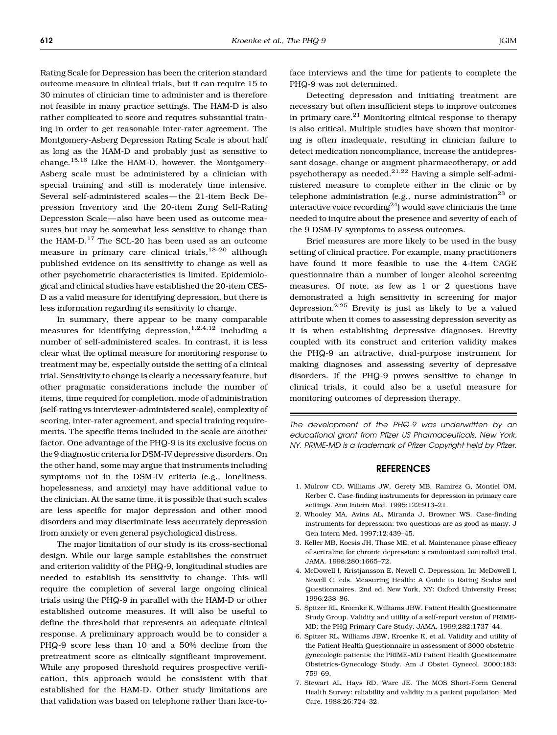Rating Scale for Depression has been the criterion standard outcome measure in clinical trials, but it can require 15 to 30 minutes of clinician time to administer and is therefore not feasible in many practice settings. The HAM-D is also rather complicated to score and requires substantial training in order to get reasonable inter-rater agreement. The Montgomery-Asberg Depression Rating Scale is about half as long as the HAM-D and probably just as sensitive to change.[15,16] Like the HAM-D, however, the Montgomery-Asberg scale must be administered by a clinician with special training and still is moderately time intensive. Several self-administered scales—the 21-item Beck Depression Inventory and the 20-item Zung Self-Rating Depression Scale—also have been used as outcome measures but may be somewhat less sensitive to change than the HAM-D.[17] The SCL-20 has been used as an outcome measure in primary care clinical trials,[18–20] although published evidence on its sensitivity to change as well as other psychometric characteristics is limited. Epidemiological and clinical studies have established the 20-item CES-D as a valid measure for identifying depression, but there is less information regarding its sensitivity to change.

In summary, there appear to be many comparable measures for identifying depression,[1,2,4,12] including a number of self-administered scales. In contrast, it is less clear what the optimal measure for monitoring response to treatment may be, especially outside the setting of a clinical trial. Sensitivity to change is clearly a necessary feature, but other pragmatic considerations include the number of items, time required for completion, mode of administration (self-rating vs interviewer-administered scale), complexity of scoring, inter-rater agreement, and special training requirements. The specific items included in the scale are another factor. One advantage of the PHQ-9 is its exclusive focus on the 9 diagnostic criteria for DSM-IV depressive disorders. On the other hand, some may argue that instruments including symptoms not in the DSM-IV criteria (e.g., loneliness, hopelessness, and anxiety) may have additional value to the clinician. At the same time, it is possible that such scales are less specific for major depression and other mood disorders and may discriminate less accurately depression from anxiety or even general psychological distress.

The major limitation of our study is its cross-sectional design. While our large sample establishes the construct and criterion validity of the PHQ-9, longitudinal studies are needed to establish its sensitivity to change. This will require the completion of several large ongoing clinical trials using the PHQ-9 in parallel with the HAM-D or other established outcome measures. It will also be useful to define the threshold that represents an adequate clinical response. A preliminary approach would be to consider a PHQ-9 score less than 10 and a 50% decline from the pretreatment score as clinically significant improvement. While any proposed threshold requires prospective verification, this approach would be consistent with that established for the HAM-D. Other study limitations are that validation was based on telephone rather than face-to-face interviews and the time for patients to complete the PHQ-9 was not determined.

Detecting depression and initiating treatment are necessary but often insufficient steps to improve outcomes in primary care.[21] Monitoring clinical response to therapy is also critical. Multiple studies have shown that monitoring is often inadequate, resulting in clinician failure to detect medication noncompliance, increase the antidepressant dosage, change or augment pharmacotherapy, or add psychotherapy as needed.[21,22] Having a simple self-administered measure to complete either in the clinic or by telephone administration (e.g., nurse administration[23] or interactive voice recording[24]) would save clinicians the time needed to inquire about the presence and severity of each of the 9 DSM-IV symptoms to assess outcomes.

Brief measures are more likely to be used in the busy setting of clinical practice. For example, many practitioners have found it more feasible to use the 4-item CAGE questionnaire than a number of longer alcohol screening measures. Of note, as few as 1 or 2 questions have demonstrated a high sensitivity in screening for major depression.[2,25] Brevity is just as likely to be a valued attribute when it comes to assessing depression severity as it is when establishing depressive diagnoses. Brevity coupled with its construct and criterion validity makes the PHQ-9 an attractive, dual-purpose instrument for making diagnoses and assessing severity of depressive disorders. If the PHQ-9 proves sensitive to change in clinical trials, it could also be a useful measure for monitoring outcomes of depression therapy.

*The development of the PHQ-9 was underwritten by an educational grant from Pfizer US Pharmaceuticals, New York, NY. PRIME-MD is a trademark of Pfizer Copyright held by Pfizer.*

## REFERENCES

1. Mulrow CD, Williams JW, Gerety MB, Ramirez G, Montiel OM, Kerber C. Case-finding instruments for depression in primary care settings. Ann Intern Med. 1995;122:913–21.
2. Whooley MA, Avins AL, Miranda J, Browner WS. Case-finding instruments for depression: two questions are as good as many. J Gen Intern Med. 1997;12:439–45.
3. Keller MB, Kocsis JH, Thase ME, et al. Maintenance phase efficacy of sertraline for chronic depression: a randomized controlled trial. JAMA. 1998;280:1665–72.
4. McDowell I, Kristjansson E, Newell C. Depression. In: McDowell I, Newell C, eds. Measuring Health: A Guide to Rating Scales and Questionnaires. 2nd ed. New York, NY: Oxford University Press; 1996:238–86.
5. Spitzer RL, Kroenke K, Williams JBW. Patient Health Questionnaire Study Group. Validity and utility of a self-report version of PRIME-MD: the PHQ Primary Care Study. JAMA. 1999;282:1737–44.
6. Spitzer RL, Williams JBW, Kroenke K, et al. Validity and utility of the Patient Health Questionnaire in assessment of 3000 obstetric-gynecologic patients: the PRIME-MD Patient Health Questionnaire Obstetrics-Gynecology Study. Am J Obstet Gynecol. 2000;183: 759–69.
7. Stewart AL, Hays RD, Ware JE. The MOS Short-Form General Health Survey: reliability and validity in a patient population. Med Care. 1988;26:724–32.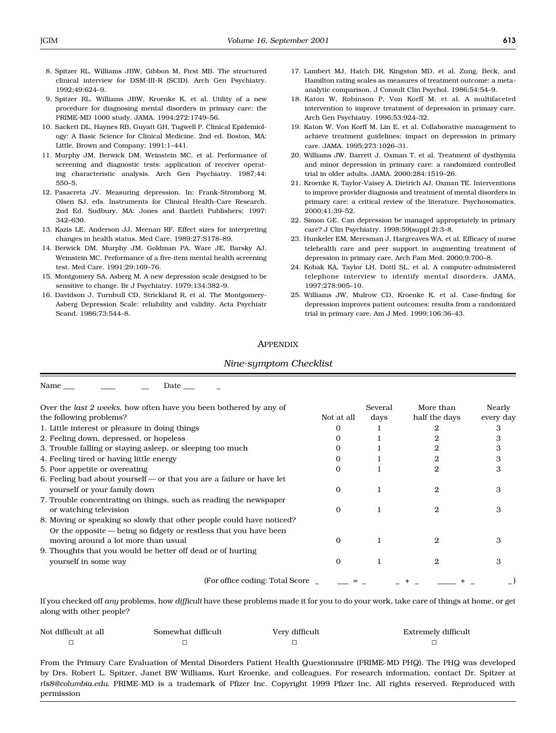8. Spitzer RL, Williams JBW, Gibbon M, First MB. The structured clinical interview for DSM-III-R (SCID). Arch Gen Psychiatry. 1992;49:624–9.
9. Spitzer RL, Williams JBW, Kroenke K, et al. Utility of a new procedure for diagnosing mental disorders in primary care: the PRIME-MD 1000 study. JAMA. 1994;272:1749–56.
10. Sackett DL, Haynes RB, Guyatt GH, Tugwell P. Clinical Epidemiology: A Basic Science for Clinical Medicine. 2nd ed. Boston, MA: Little, Brown and Company; 1991:1–441.
11. Murphy JM, Berwick DM, Weinstein MC, et al. Performance of screening and diagnostic tests: application of receiver operating characteristic analysis. Arch Gen Psychiatry. 1987;44:550–5.
12. Pasacreta JV. Measuring depression. In: Frank-Stromborg M, Olsen SJ, eds. Instruments for Clinical Health-Care Research. 2nd Ed. Sudbury, MA: Jones and Bartlett Publishers; 1997:342–630.
13. Kazis LE, Anderson JJ, Meenan RF. Effect sizes for interpreting changes in health status. Med Care. 1989;27:S178–89.
14. Berwick DM, Murphy JM, Goldman PA, Ware JE, Barsky AJ, Weinstein MC. Performance of a five-item mental health screening test. Med Care. 1991;29:169–76.
15. Montgomery SA, Asberg M. A new depression scale designed to be sensitive to change. Br J Psychiatry. 1979;134:382–9.
16. Davidson J, Turnbull CD, Strickland R, et al. The Montgomery-Asberg Depression Scale: reliability and validity. Acta Psychiatr Scand. 1986;73:544–8.
17. Lambert MJ, Hatch DR, Kingston MD, et al. Zung, Beck, and Hamilton rating scales as measures of treatment outcome: a meta-analytic comparison. J Consult Clin Psychol. 1986;54:54–9.
18. Katon W, Robinson P, Von Korff M, et al. A multifaceted intervention to improve treatment of depression in primary care. Arch Gen Psychiatry. 1996;53:924–32.
19. Katon W, Von Korff M, Lin E, et al. Collaborative management to achieve treatment guidelines: impact on depression in primary care. JAMA. 1995;273:1026–31.
20. Williams JW, Barrett J, Oxman T, et al. Treatment of dysthymia and minor depression in primary care: a randomized controlled trial in older adults. JAMA. 2000;284:1519–26.
21. Kroenke K, Taylor-Vaisey A, Dietrich AJ, Oxman TE. Interventions to improve provider diagnosis and treatment of mental disorders in primary care: a critical review of the literature. Psychosomatics. 2000;41:39–52.
22. Simon GE. Can depression be managed appropriately in primary care? J Clin Psychiatry. 1998;59(suppl 2):3–8.
23. Hunkeler EM, Meresman J, Hargreaves WA, et al. Efficacy of nurse telehealth care and peer support in augmenting treatment of depression in primary care. Arch Fam Med. 2000;9:700–8.
24. Kobak KA, Taylor LH, Dottl SL, et al. A computer-administered telephone interview to identify mental disorders. JAMA. 1997;278:905–10.
25. Williams JW, Mulrow CD, Kroenke K, et al. Case-finding for depression improves patient outcomes: results from a randomized trial in primary care. Am J Med. 1999;106:36–43.

## APPENDIX

### *Nine-symptom Checklist*

Name ___ ____ __ Date ___ _

| Over the *last 2 weeks*, how often have you been bothered by any of the following problems? | Not at all | Several days | More than half the days | Nearly every day |
|---|---|---|---|---|
| 1. Little interest or pleasure in doing things | 0 | 1 | 2 | 3 |
| 2. Feeling down, depressed, or hopeless | 0 | 1 | 2 | 3 |
| 3. Trouble falling or staying asleep, or sleeping too much | 0 | 1 | 2 | 3 |
| 4. Feeling tired or having little energy | 0 | 1 | 2 | 3 |
| 5. Poor appetite or overeating | 0 | 1 | 2 | 3 |
| 6. Feeling bad about yourself — or that you are a failure or have let yourself or your family down | 0 | 1 | 2 | 3 |
| 7. Trouble concentrating on things, such as reading the newspaper or watching television | 0 | 1 | 2 | 3 |
| 8. Moving or speaking so slowly that other people could have noticed? Or the opposite — being so fidgety or restless that you have been moving around a lot more than usual | 0 | 1 | 2 | 3 |
| 9. Thoughts that you would be better off dead or of hurting yourself in some way | 0 | 1 | 2 | 3 |

(For office coding: Total Score _ ___ = _ _ + _ _____ + _ _)

If you checked off *any* problems, how *difficult* have these problems made it for you to do your work, take care of things at home, or get along with other people?

| Not difficult at all | Somewhat difficult | Very difficult | Extremely difficult |
|---|---|---|---|
| □ | □ | □ | □ |

From the Primary Care Evaluation of Mental Disorders Patient Health Questionnaire (PRIME-MD PHQ). The PHQ was developed by Drs. Robert L. Spitzer, Janet BW Williams, Kurt Kroenke, and colleagues. For research information, contact Dr. Spitzer at *rls8@columbia.edu*. PRIME-MD is a trademark of Pfizer Inc. Copyright 1999 Pfizer Inc. All rights reserved. Reproduced with permission